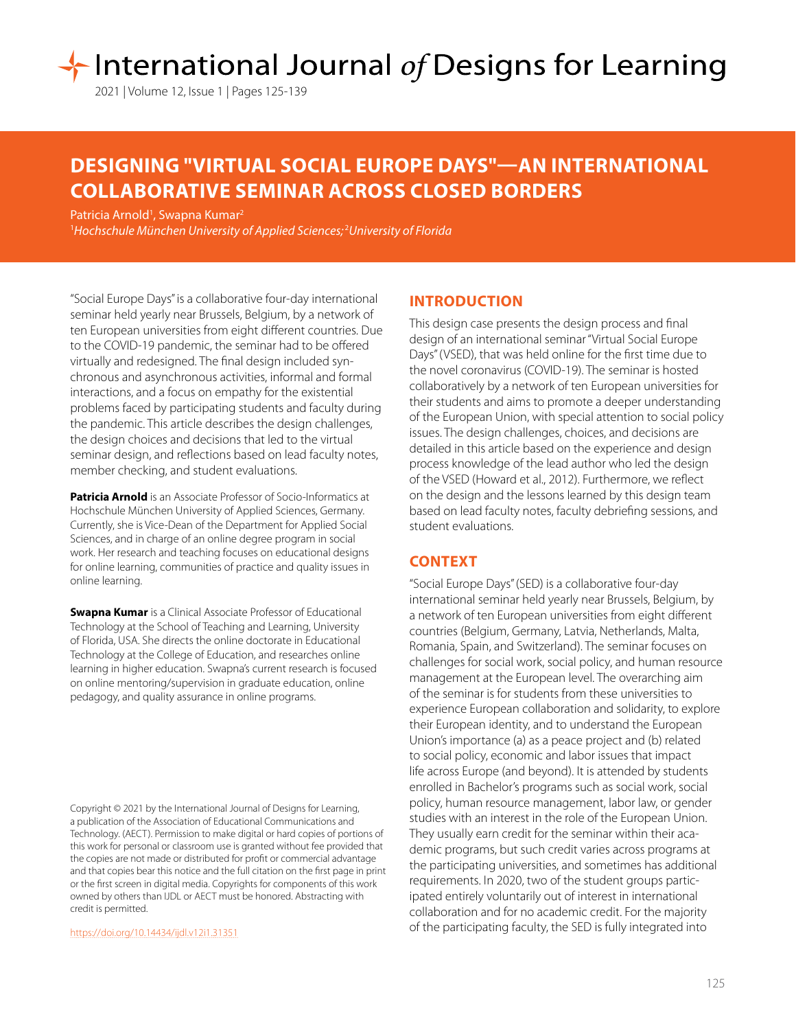# DESIGNING "VIRTUAL SOCIAL EUROPE DAYS"—AN INTERNATIONAL COLLABORATIVE SEMINAR ACROSS CLOSED BORDERS

Patricia Arnold[1], Swapna Kumar[2]

[1]*Hochschule München University of Applied Sciences;* [2]*University of Florida*

"Social Europe Days" is a collaborative four-day international seminar held yearly near Brussels, Belgium, by a network of ten European universities from eight different countries. Due to the COVID-19 pandemic, the seminar had to be offered virtually and redesigned. The final design included synchronous and asynchronous activities, informal and formal interactions, and a focus on empathy for the existential problems faced by participating students and faculty during the pandemic. This article describes the design challenges, the design choices and decisions that led to the virtual seminar design, and reflections based on lead faculty notes, member checking, and student evaluations.

**Patricia Arnold** is an Associate Professor of Socio-Informatics at Hochschule München University of Applied Sciences, Germany. Currently, she is Vice-Dean of the Department for Applied Social Sciences, and in charge of an online degree program in social work. Her research and teaching focuses on educational designs for online learning, communities of practice and quality issues in online learning.

**Swapna Kumar** is a Clinical Associate Professor of Educational Technology at the School of Teaching and Learning, University of Florida, USA. She directs the online doctorate in Educational Technology at the College of Education, and researches online learning in higher education. Swapna's current research is focused on online mentoring/supervision in graduate education, online pedagogy, and quality assurance in online programs.

Copyright © 2021 by the International Journal of Designs for Learning, a publication of the Association of Educational Communications and Technology. (AECT). Permission to make digital or hard copies of portions of this work for personal or classroom use is granted without fee provided that the copies are not made or distributed for profit or commercial advantage and that copies bear this notice and the full citation on the first page in print or the first screen in digital media. Copyrights for components of this work owned by others than IJDL or AECT must be honored. Abstracting with credit is permitted.

https://doi.org/10.14434/ijdl.v12i1.31351

## INTRODUCTION

This design case presents the design process and final design of an international seminar "Virtual Social Europe Days" (VSED), that was held online for the first time due to the novel coronavirus (COVID-19). The seminar is hosted collaboratively by a network of ten European universities for their students and aims to promote a deeper understanding of the European Union, with special attention to social policy issues. The design challenges, choices, and decisions are detailed in this article based on the experience and design process knowledge of the lead author who led the design of the VSED (Howard et al., 2012). Furthermore, we reflect on the design and the lessons learned by this design team based on lead faculty notes, faculty debriefing sessions, and student evaluations.

## CONTEXT

"Social Europe Days" (SED) is a collaborative four-day international seminar held yearly near Brussels, Belgium, by a network of ten European universities from eight different countries (Belgium, Germany, Latvia, Netherlands, Malta, Romania, Spain, and Switzerland). The seminar focuses on challenges for social work, social policy, and human resource management at the European level. The overarching aim of the seminar is for students from these universities to experience European collaboration and solidarity, to explore their European identity, and to understand the European Union's importance (a) as a peace project and (b) related to social policy, economic and labor issues that impact life across Europe (and beyond). It is attended by students enrolled in Bachelor's programs such as social work, social policy, human resource management, labor law, or gender studies with an interest in the role of the European Union. They usually earn credit for the seminar within their academic programs, but such credit varies across programs at the participating universities, and sometimes has additional requirements. In 2020, two of the student groups participated entirely voluntarily out of interest in international collaboration and for no academic credit. For the majority of the participating faculty, the SED is fully integrated into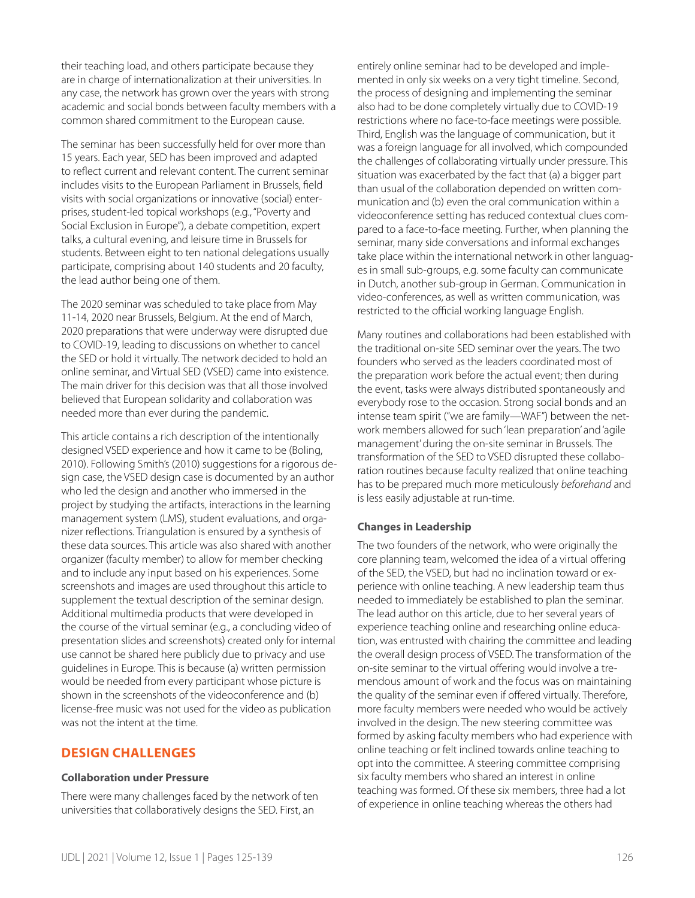their teaching load, and others participate because they are in charge of internationalization at their universities. In any case, the network has grown over the years with strong academic and social bonds between faculty members with a common shared commitment to the European cause.

The seminar has been successfully held for over more than 15 years. Each year, SED has been improved and adapted to reflect current and relevant content. The current seminar includes visits to the European Parliament in Brussels, field visits with social organizations or innovative (social) enterprises, student-led topical workshops (e.g., "Poverty and Social Exclusion in Europe"), a debate competition, expert talks, a cultural evening, and leisure time in Brussels for students. Between eight to ten national delegations usually participate, comprising about 140 students and 20 faculty, the lead author being one of them.

The 2020 seminar was scheduled to take place from May 11-14, 2020 near Brussels, Belgium. At the end of March, 2020 preparations that were underway were disrupted due to COVID-19, leading to discussions on whether to cancel the SED or hold it virtually. The network decided to hold an online seminar, and Virtual SED (VSED) came into existence. The main driver for this decision was that all those involved believed that European solidarity and collaboration was needed more than ever during the pandemic.

This article contains a rich description of the intentionally designed VSED experience and how it came to be (Boling, 2010). Following Smith's (2010) suggestions for a rigorous design case, the VSED design case is documented by an author who led the design and another who immersed in the project by studying the artifacts, interactions in the learning management system (LMS), student evaluations, and organizer reflections. Triangulation is ensured by a synthesis of these data sources. This article was also shared with another organizer (faculty member) to allow for member checking and to include any input based on his experiences. Some screenshots and images are used throughout this article to supplement the textual description of the seminar design. Additional multimedia products that were developed in the course of the virtual seminar (e.g., a concluding video of presentation slides and screenshots) created only for internal use cannot be shared here publicly due to privacy and use guidelines in Europe. This is because (a) written permission would be needed from every participant whose picture is shown in the screenshots of the videoconference and (b) license-free music was not used for the video as publication was not the intent at the time.

## DESIGN CHALLENGES

### Collaboration under Pressure

There were many challenges faced by the network of ten universities that collaboratively designs the SED. First, an entirely online seminar had to be developed and implemented in only six weeks on a very tight timeline. Second, the process of designing and implementing the seminar also had to be done completely virtually due to COVID-19 restrictions where no face-to-face meetings were possible. Third, English was the language of communication, but it was a foreign language for all involved, which compounded the challenges of collaborating virtually under pressure. This situation was exacerbated by the fact that (a) a bigger part than usual of the collaboration depended on written communication and (b) even the oral communication within a videoconference setting has reduced contextual clues compared to a face-to-face meeting. Further, when planning the seminar, many side conversations and informal exchanges take place within the international network in other languages in small sub-groups, e.g. some faculty can communicate in Dutch, another sub-group in German. Communication in video-conferences, as well as written communication, was restricted to the official working language English.

Many routines and collaborations had been established with the traditional on-site SED seminar over the years. The two founders who served as the leaders coordinated most of the preparation work before the actual event; then during the event, tasks were always distributed spontaneously and everybody rose to the occasion. Strong social bonds and an intense team spirit ("we are family—WAF") between the network members allowed for such 'lean preparation' and 'agile management' during the on-site seminar in Brussels. The transformation of the SED to VSED disrupted these collaboration routines because faculty realized that online teaching has to be prepared much more meticulously *beforehand* and is less easily adjustable at run-time.

### Changes in Leadership

The two founders of the network, who were originally the core planning team, welcomed the idea of a virtual offering of the SED, the VSED, but had no inclination toward or experience with online teaching. A new leadership team thus needed to immediately be established to plan the seminar. The lead author on this article, due to her several years of experience teaching online and researching online education, was entrusted with chairing the committee and leading the overall design process of VSED. The transformation of the on-site seminar to the virtual offering would involve a tremendous amount of work and the focus was on maintaining the quality of the seminar even if offered virtually. Therefore, more faculty members were needed who would be actively involved in the design. The new steering committee was formed by asking faculty members who had experience with online teaching or felt inclined towards online teaching to opt into the committee. A steering committee comprising six faculty members who shared an interest in online teaching was formed. Of these six members, three had a lot of experience in online teaching whereas the others had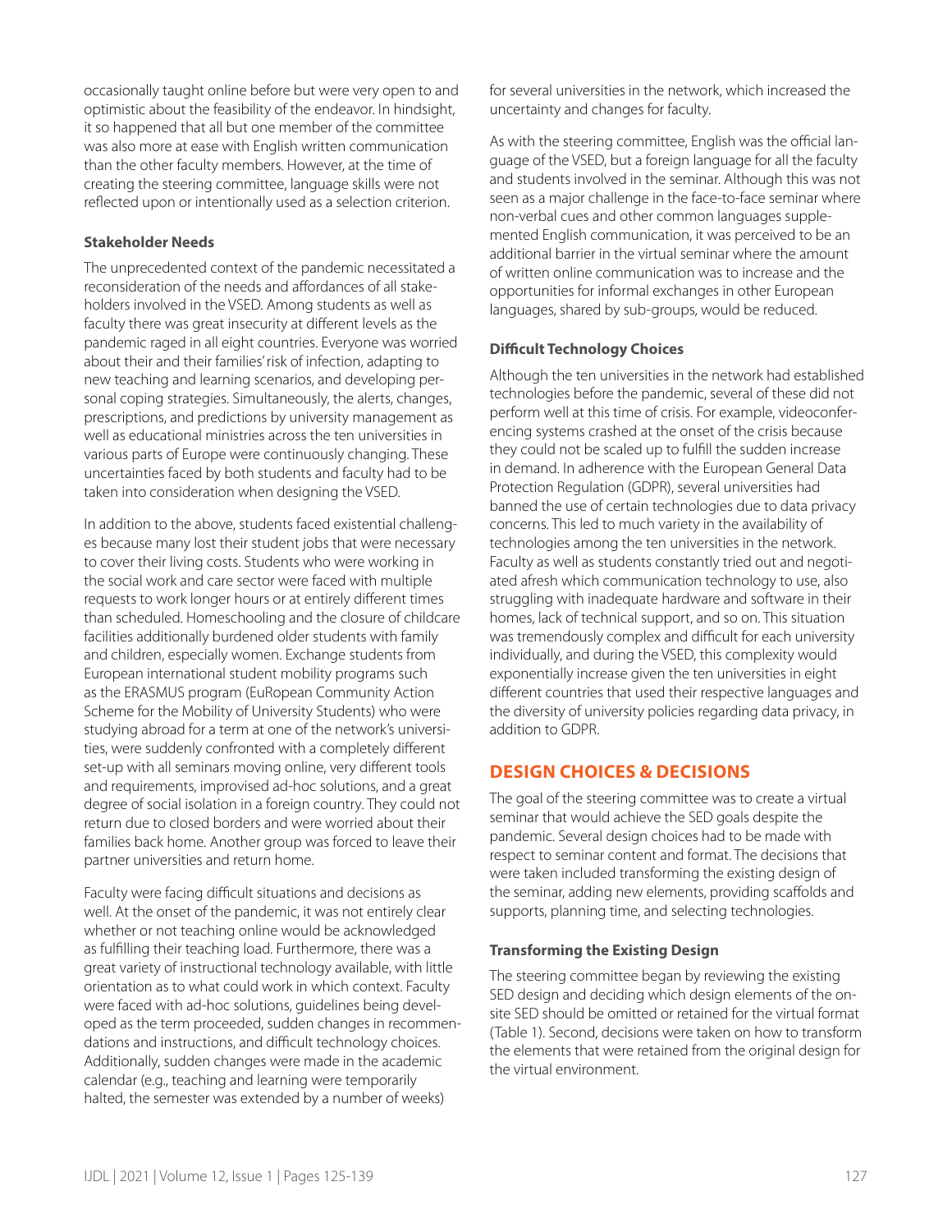occasionally taught online before but were very open to and optimistic about the feasibility of the endeavor. In hindsight, it so happened that all but one member of the committee was also more at ease with English written communication than the other faculty members. However, at the time of creating the steering committee, language skills were not reflected upon or intentionally used as a selection criterion.

### Stakeholder Needs

The unprecedented context of the pandemic necessitated a reconsideration of the needs and affordances of all stakeholders involved in the VSED. Among students as well as faculty there was great insecurity at different levels as the pandemic raged in all eight countries. Everyone was worried about their and their families' risk of infection, adapting to new teaching and learning scenarios, and developing personal coping strategies. Simultaneously, the alerts, changes, prescriptions, and predictions by university management as well as educational ministries across the ten universities in various parts of Europe were continuously changing. These uncertainties faced by both students and faculty had to be taken into consideration when designing the VSED.

In addition to the above, students faced existential challenges because many lost their student jobs that were necessary to cover their living costs. Students who were working in the social work and care sector were faced with multiple requests to work longer hours or at entirely different times than scheduled. Homeschooling and the closure of childcare facilities additionally burdened older students with family and children, especially women. Exchange students from European international student mobility programs such as the ERASMUS program (EuRopean Community Action Scheme for the Mobility of University Students) who were studying abroad for a term at one of the network's universities, were suddenly confronted with a completely different set-up with all seminars moving online, very different tools and requirements, improvised ad-hoc solutions, and a great degree of social isolation in a foreign country. They could not return due to closed borders and were worried about their families back home. Another group was forced to leave their partner universities and return home.

Faculty were facing difficult situations and decisions as well. At the onset of the pandemic, it was not entirely clear whether or not teaching online would be acknowledged as fulfilling their teaching load. Furthermore, there was a great variety of instructional technology available, with little orientation as to what could work in which context. Faculty were faced with ad-hoc solutions, guidelines being developed as the term proceeded, sudden changes in recommendations and instructions, and difficult technology choices. Additionally, sudden changes were made in the academic calendar (e.g., teaching and learning were temporarily halted, the semester was extended by a number of weeks) for several universities in the network, which increased the uncertainty and changes for faculty.

As with the steering committee, English was the official language of the VSED, but a foreign language for all the faculty and students involved in the seminar. Although this was not seen as a major challenge in the face-to-face seminar where non-verbal cues and other common languages supplemented English communication, it was perceived to be an additional barrier in the virtual seminar where the amount of written online communication was to increase and the opportunities for informal exchanges in other European languages, shared by sub-groups, would be reduced.

### Difficult Technology Choices

Although the ten universities in the network had established technologies before the pandemic, several of these did not perform well at this time of crisis. For example, videoconferencing systems crashed at the onset of the crisis because they could not be scaled up to fulfill the sudden increase in demand. In adherence with the European General Data Protection Regulation (GDPR), several universities had banned the use of certain technologies due to data privacy concerns. This led to much variety in the availability of technologies among the ten universities in the network. Faculty as well as students constantly tried out and negotiated afresh which communication technology to use, also struggling with inadequate hardware and software in their homes, lack of technical support, and so on. This situation was tremendously complex and difficult for each university individually, and during the VSED, this complexity would exponentially increase given the ten universities in eight different countries that used their respective languages and the diversity of university policies regarding data privacy, in addition to GDPR.

## DESIGN CHOICES & DECISIONS

The goal of the steering committee was to create a virtual seminar that would achieve the SED goals despite the pandemic. Several design choices had to be made with respect to seminar content and format. The decisions that were taken included transforming the existing design of the seminar, adding new elements, providing scaffolds and supports, planning time, and selecting technologies.

### Transforming the Existing Design

The steering committee began by reviewing the existing SED design and deciding which design elements of the on-site SED should be omitted or retained for the virtual format (Table 1). Second, decisions were taken on how to transform the elements that were retained from the original design for the virtual environment.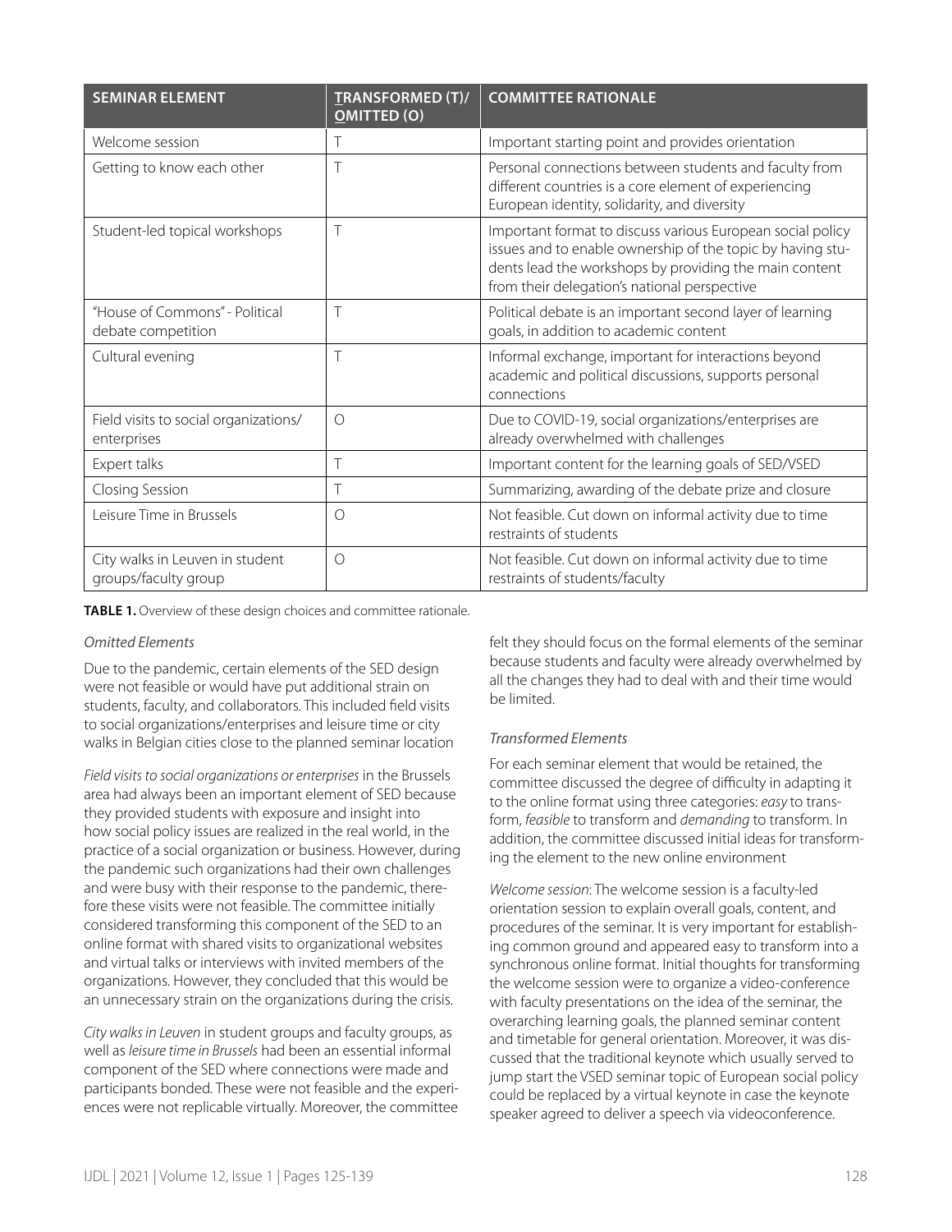| SEMINAR ELEMENT | TRANSFORMED (T)/ OMITTED (O) | COMMITTEE RATIONALE |
|---|---|---|
| Welcome session | T | Important starting point and provides orientation |
| Getting to know each other | T | Personal connections between students and faculty from different countries is a core element of experiencing European identity, solidarity, and diversity |
| Student-led topical workshops | T | Important format to discuss various European social policy issues and to enable ownership of the topic by having students lead the workshops by providing the main content from their delegation's national perspective |
| "House of Commons" - Political debate competition | T | Political debate is an important second layer of learning goals, in addition to academic content |
| Cultural evening | T | Informal exchange, important for interactions beyond academic and political discussions, supports personal connections |
| Field visits to social organizations/ enterprises | O | Due to COVID-19, social organizations/enterprises are already overwhelmed with challenges |
| Expert talks | T | Important content for the learning goals of SED/VSED |
| Closing Session | T | Summarizing, awarding of the debate prize and closure |
| Leisure Time in Brussels | O | Not feasible. Cut down on informal activity due to time restraints of students |
| City walks in Leuven in student groups/faculty group | O | Not feasible. Cut down on informal activity due to time restraints of students/faculty |

**TABLE 1.** Overview of these design choices and committee rationale.

*Omitted Elements*

Due to the pandemic, certain elements of the SED design were not feasible or would have put additional strain on students, faculty, and collaborators. This included field visits to social organizations/enterprises and leisure time or city walks in Belgian cities close to the planned seminar location

*Field visits to social organizations or enterprises* in the Brussels area had always been an important element of SED because they provided students with exposure and insight into how social policy issues are realized in the real world, in the practice of a social organization or business. However, during the pandemic such organizations had their own challenges and were busy with their response to the pandemic, therefore these visits were not feasible. The committee initially considered transforming this component of the SED to an online format with shared visits to organizational websites and virtual talks or interviews with invited members of the organizations. However, they concluded that this would be an unnecessary strain on the organizations during the crisis.

*City walks in Leuven* in student groups and faculty groups, as well as *leisure time in Brussels* had been an essential informal component of the SED where connections were made and participants bonded. These were not feasible and the experiences were not replicable virtually. Moreover, the committee felt they should focus on the formal elements of the seminar because students and faculty were already overwhelmed by all the changes they had to deal with and their time would be limited.

*Transformed Elements*

For each seminar element that would be retained, the committee discussed the degree of difficulty in adapting it to the online format using three categories: *easy* to transform, *feasible* to transform and *demanding* to transform. In addition, the committee discussed initial ideas for transforming the element to the new online environment

*Welcome session*: The welcome session is a faculty-led orientation session to explain overall goals, content, and procedures of the seminar. It is very important for establishing common ground and appeared easy to transform into a synchronous online format. Initial thoughts for transforming the welcome session were to organize a video-conference with faculty presentations on the idea of the seminar, the overarching learning goals, the planned seminar content and timetable for general orientation. Moreover, it was discussed that the traditional keynote which usually served to jump start the VSED seminar topic of European social policy could be replaced by a virtual keynote in case the keynote speaker agreed to deliver a speech via videoconference.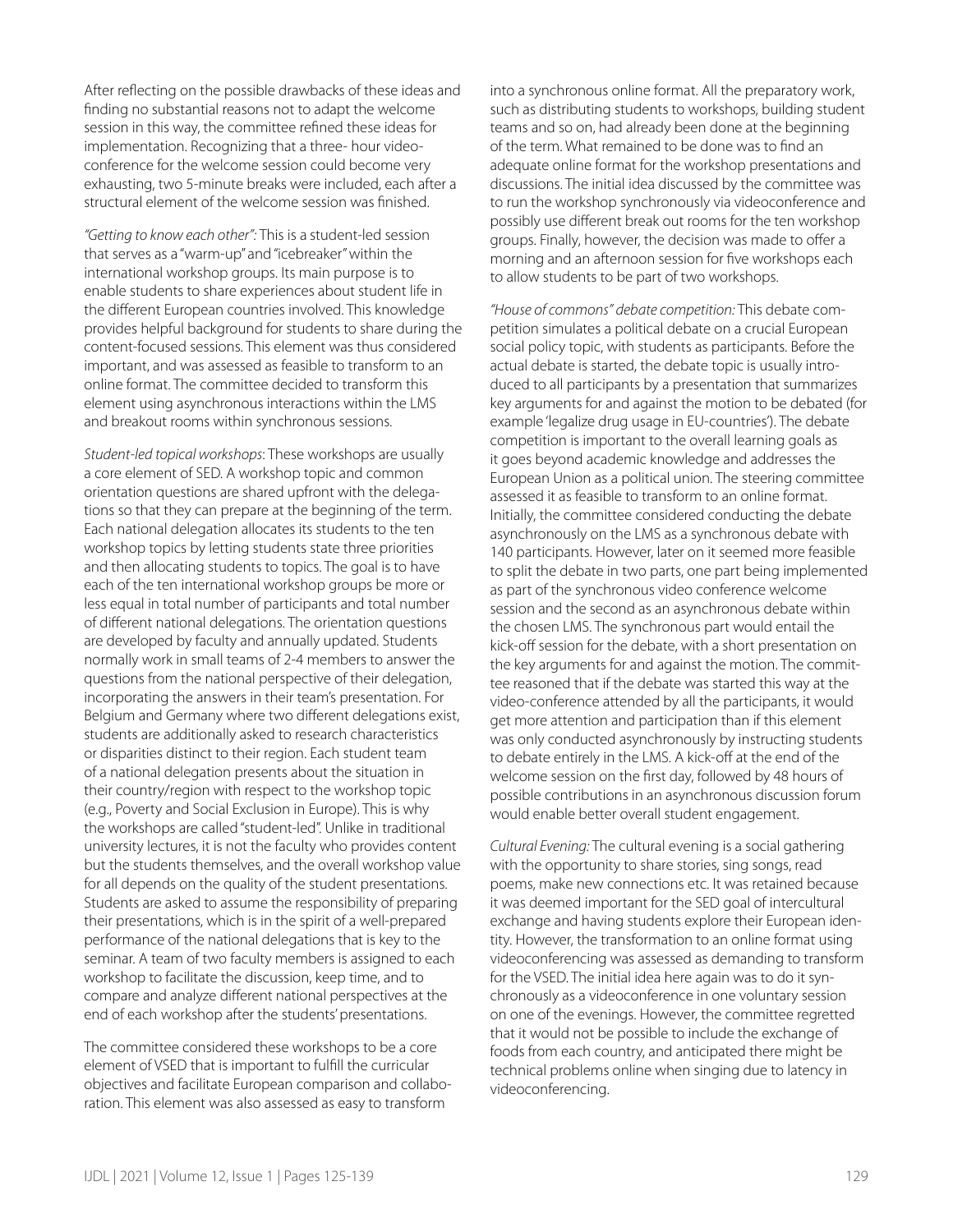After reflecting on the possible drawbacks of these ideas and finding no substantial reasons not to adapt the welcome session in this way, the committee refined these ideas for implementation. Recognizing that a three- hour videoconference for the welcome session could become very exhausting, two 5-minute breaks were included, each after a structural element of the welcome session was finished.

*"Getting to know each other":* This is a student-led session that serves as a "warm-up" and "icebreaker" within the international workshop groups. Its main purpose is to enable students to share experiences about student life in the different European countries involved. This knowledge provides helpful background for students to share during the content-focused sessions. This element was thus considered important, and was assessed as feasible to transform to an online format. The committee decided to transform this element using asynchronous interactions within the LMS and breakout rooms within synchronous sessions.

*Student-led topical workshops*: These workshops are usually a core element of SED. A workshop topic and common orientation questions are shared upfront with the delegations so that they can prepare at the beginning of the term. Each national delegation allocates its students to the ten workshop topics by letting students state three priorities and then allocating students to topics. The goal is to have each of the ten international workshop groups be more or less equal in total number of participants and total number of different national delegations. The orientation questions are developed by faculty and annually updated. Students normally work in small teams of 2-4 members to answer the questions from the national perspective of their delegation, incorporating the answers in their team's presentation. For Belgium and Germany where two different delegations exist, students are additionally asked to research characteristics or disparities distinct to their region. Each student team of a national delegation presents about the situation in their country/region with respect to the workshop topic (e.g., Poverty and Social Exclusion in Europe). This is why the workshops are called "student-led". Unlike in traditional university lectures, it is not the faculty who provides content but the students themselves, and the overall workshop value for all depends on the quality of the student presentations. Students are asked to assume the responsibility of preparing their presentations, which is in the spirit of a well-prepared performance of the national delegations that is key to the seminar. A team of two faculty members is assigned to each workshop to facilitate the discussion, keep time, and to compare and analyze different national perspectives at the end of each workshop after the students' presentations.

The committee considered these workshops to be a core element of VSED that is important to fulfill the curricular objectives and facilitate European comparison and collaboration. This element was also assessed as easy to transform into a synchronous online format. All the preparatory work, such as distributing students to workshops, building student teams and so on, had already been done at the beginning of the term. What remained to be done was to find an adequate online format for the workshop presentations and discussions. The initial idea discussed by the committee was to run the workshop synchronously via videoconference and possibly use different break out rooms for the ten workshop groups. Finally, however, the decision was made to offer a morning and an afternoon session for five workshops each to allow students to be part of two workshops.

*"House of commons" debate competition:* This debate competition simulates a political debate on a crucial European social policy topic, with students as participants. Before the actual debate is started, the debate topic is usually introduced to all participants by a presentation that summarizes key arguments for and against the motion to be debated (for example 'legalize drug usage in EU-countries'). The debate competition is important to the overall learning goals as it goes beyond academic knowledge and addresses the European Union as a political union. The steering committee assessed it as feasible to transform to an online format. Initially, the committee considered conducting the debate asynchronously on the LMS as a synchronous debate with 140 participants. However, later on it seemed more feasible to split the debate in two parts, one part being implemented as part of the synchronous video conference welcome session and the second as an asynchronous debate within the chosen LMS. The synchronous part would entail the kick-off session for the debate, with a short presentation on the key arguments for and against the motion. The committee reasoned that if the debate was started this way at the video-conference attended by all the participants, it would get more attention and participation than if this element was only conducted asynchronously by instructing students to debate entirely in the LMS. A kick-off at the end of the welcome session on the first day, followed by 48 hours of possible contributions in an asynchronous discussion forum would enable better overall student engagement.

*Cultural Evening:* The cultural evening is a social gathering with the opportunity to share stories, sing songs, read poems, make new connections etc. It was retained because it was deemed important for the SED goal of intercultural exchange and having students explore their European identity. However, the transformation to an online format using videoconferencing was assessed as demanding to transform for the VSED. The initial idea here again was to do it synchronously as a videoconference in one voluntary session on one of the evenings. However, the committee regretted that it would not be possible to include the exchange of foods from each country, and anticipated there might be technical problems online when singing due to latency in videoconferencing.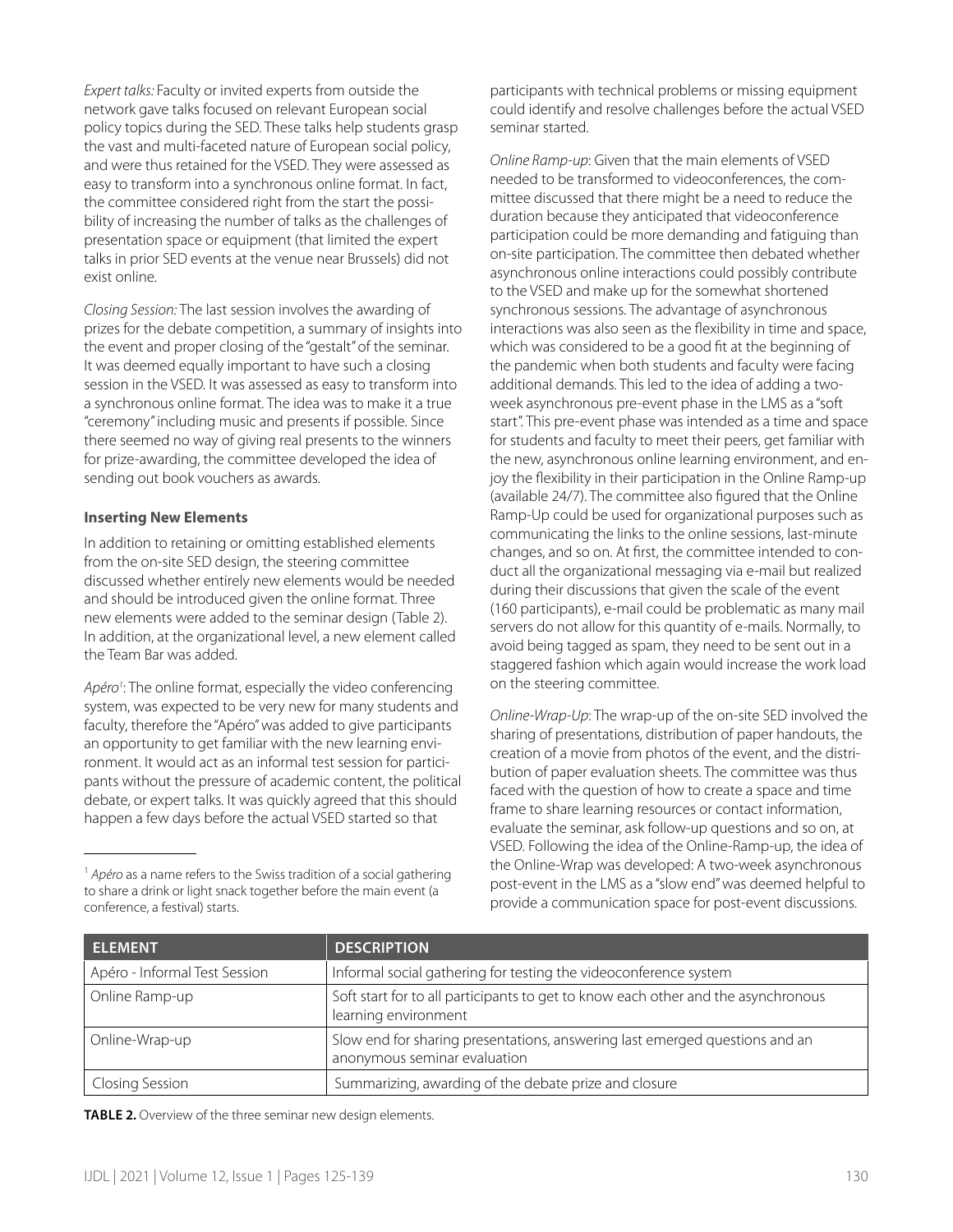*Expert talks:* Faculty or invited experts from outside the network gave talks focused on relevant European social policy topics during the SED. These talks help students grasp the vast and multi-faceted nature of European social policy, and were thus retained for the VSED. They were assessed as easy to transform into a synchronous online format. In fact, the committee considered right from the start the possibility of increasing the number of talks as the challenges of presentation space or equipment (that limited the expert talks in prior SED events at the venue near Brussels) did not exist online.

*Closing Session:* The last session involves the awarding of prizes for the debate competition, a summary of insights into the event and proper closing of the "gestalt" of the seminar. It was deemed equally important to have such a closing session in the VSED. It was assessed as easy to transform into a synchronous online format. The idea was to make it a true "ceremony" including music and presents if possible. Since there seemed no way of giving real presents to the winners for prize-awarding, the committee developed the idea of sending out book vouchers as awards.

**Inserting New Elements**

In addition to retaining or omitting established elements from the on-site SED design, the steering committee discussed whether entirely new elements would be needed and should be introduced given the online format. Three new elements were added to the seminar design (Table 2). In addition, at the organizational level, a new element called the Team Bar was added.

*Apéro*[1]: The online format, especially the video conferencing system, was expected to be very new for many students and faculty, therefore the "Apéro" was added to give participants an opportunity to get familiar with the new learning environment. It would act as an informal test session for participants without the pressure of academic content, the political debate, or expert talks. It was quickly agreed that this should happen a few days before the actual VSED started so that participants with technical problems or missing equipment could identify and resolve challenges before the actual VSED seminar started.

*Online Ramp-up*: Given that the main elements of VSED needed to be transformed to videoconferences, the committee discussed that there might be a need to reduce the duration because they anticipated that videoconference participation could be more demanding and fatiguing than on-site participation. The committee then debated whether asynchronous online interactions could possibly contribute to the VSED and make up for the somewhat shortened synchronous sessions. The advantage of asynchronous interactions was also seen as the flexibility in time and space, which was considered to be a good fit at the beginning of the pandemic when both students and faculty were facing additional demands. This led to the idea of adding a two-week asynchronous pre-event phase in the LMS as a "soft start". This pre-event phase was intended as a time and space for students and faculty to meet their peers, get familiar with the new, asynchronous online learning environment, and enjoy the flexibility in their participation in the Online Ramp-up (available 24/7). The committee also figured that the Online Ramp-Up could be used for organizational purposes such as communicating the links to the online sessions, last-minute changes, and so on. At first, the committee intended to conduct all the organizational messaging via e-mail but realized during their discussions that given the scale of the event (160 participants), e-mail could be problematic as many mail servers do not allow for this quantity of e-mails. Normally, to avoid being tagged as spam, they need to be sent out in a staggered fashion which again would increase the work load on the steering committee.

*Online-Wrap-Up*: The wrap-up of the on-site SED involved the sharing of presentations, distribution of paper handouts, the creation of a movie from photos of the event, and the distribution of paper evaluation sheets. The committee was thus faced with the question of how to create a space and time frame to share learning resources or contact information, evaluate the seminar, ask follow-up questions and so on, at VSED. Following the idea of the Online-Ramp-up, the idea of the Online-Wrap was developed: A two-week asynchronous post-event in the LMS as a "slow end" was deemed helpful to provide a communication space for post-event discussions.

[1] *Apéro* as a name refers to the Swiss tradition of a social gathering to share a drink or light snack together before the main event (a conference, a festival) starts.

| ELEMENT | DESCRIPTION |
|---|---|
| Apéro - Informal Test Session | Informal social gathering for testing the videoconference system |
| Online Ramp-up | Soft start for to all participants to get to know each other and the asynchronous learning environment |
| Online-Wrap-up | Slow end for sharing presentations, answering last emerged questions and an anonymous seminar evaluation |
| Closing Session | Summarizing, awarding of the debate prize and closure |

**TABLE 2.** Overview of the three seminar new design elements.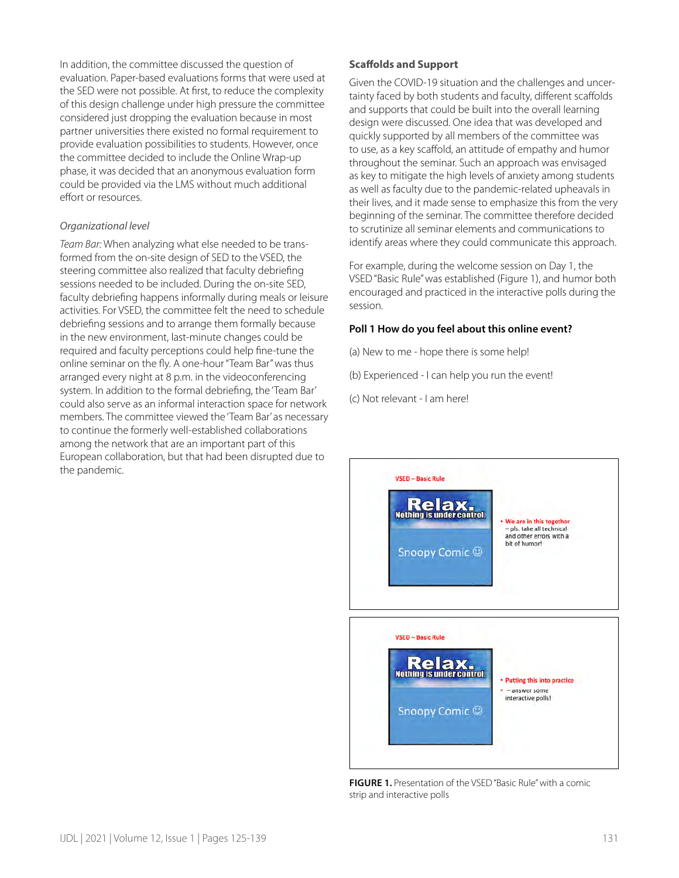In addition, the committee discussed the question of evaluation. Paper-based evaluations forms that were used at the SED were not possible. At first, to reduce the complexity of this design challenge under high pressure the committee considered just dropping the evaluation because in most partner universities there existed no formal requirement to provide evaluation possibilities to students. However, once the committee decided to include the Online Wrap-up phase, it was decided that an anonymous evaluation form could be provided via the LMS without much additional effort or resources.

### *Organizational level*

*Team Bar:* When analyzing what else needed to be transformed from the on-site design of SED to the VSED, the steering committee also realized that faculty debriefing sessions needed to be included. During the on-site SED, faculty debriefing happens informally during meals or leisure activities. For VSED, the committee felt the need to schedule debriefing sessions and to arrange them formally because in the new environment, last-minute changes could be required and faculty perceptions could help fine-tune the online seminar on the fly. A one-hour "Team Bar" was thus arranged every night at 8 p.m. in the videoconferencing system. In addition to the formal debriefing, the 'Team Bar' could also serve as an informal interaction space for network members. The committee viewed the 'Team Bar' as necessary to continue the formerly well-established collaborations among the network that are an important part of this European collaboration, but that had been disrupted due to the pandemic.

### Scaffolds and Support

Given the COVID-19 situation and the challenges and uncertainty faced by both students and faculty, different scaffolds and supports that could be built into the overall learning design were discussed. One idea that was developed and quickly supported by all members of the committee was to use, as a key scaffold, an attitude of empathy and humor throughout the seminar. Such an approach was envisaged as key to mitigate the high levels of anxiety among students as well as faculty due to the pandemic-related upheavals in their lives, and it made sense to emphasize this from the very beginning of the seminar. The committee therefore decided to scrutinize all seminar elements and communications to identify areas where they could communicate this approach.

For example, during the welcome session on Day 1, the VSED "Basic Rule" was established (Figure 1), and humor both encouraged and practiced in the interactive polls during the session.

**Poll 1 How do you feel about this online event?**

(a) New to me - hope there is some help!

(b) Experienced - I can help you run the event!

(c) Not relevant - I am here!

VSED – Basic Rule

Relax. Nothing is under control.

Snoopy Comic ☺

- We are in this together
  – pls. take all technical and other errors with a bit of humor!

VSED – Basic Rule

Relax. Nothing is under control.

Snoopy Comic ☺

- Putting this into practice
  – answer some interactive polls!

**FIGURE 1.** Presentation of the VSED "Basic Rule" with a comic strip and interactive polls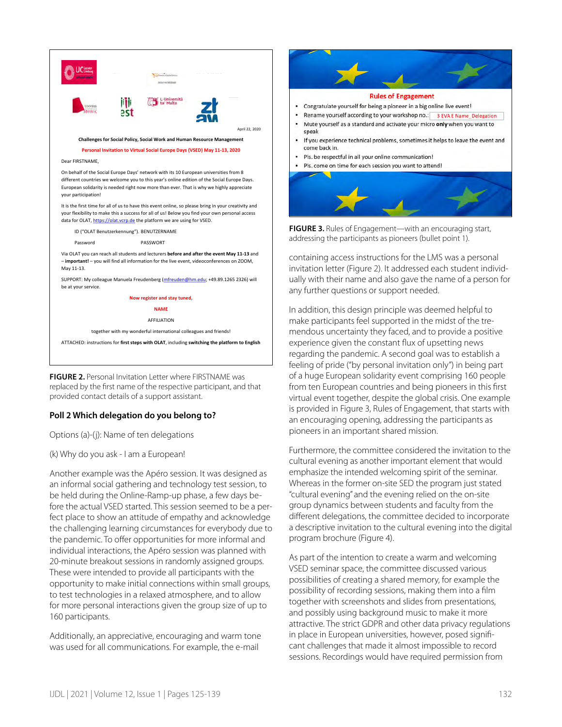April 22, 2020

**Challenges for Social Policy, Social Work and Human Resource Management**

**Personal Invitation to Virtual Social Europe Days (VSED) May 11-13, 2020**

Dear FIRSTNAME,

On behalf of the Social Europe Days' network with its 10 European universities from 8 different countries we welcome you to this year's online edition of the Social Europe Days. European solidarity is needed right now more than ever. That is why we highly appreciate your participation!

It is the first time for all of us to have this event online, so please bring in your creativity and your flexibility to make this a success for all of us! Below you find your own personal access data for OLAT, https://olat.vcrp.de the platform we are using for VSED.

ID ("OLAT Benutzerkennung"). BENUTZERNAME

Password PASSWORT

Via OLAT you can reach all students and lecturers **before and after the event May 11-13** and – **important!** – you will find all information for the live event, videoconferences on ZOOM, May 11-13.

SUPPORT: My colleague Manuela Freudenberg (mfreuden@hm.edu; +49.89.1265 2326) will be at your service.

**Now register and stay tuned,**

**NAME**

AFFILIATION

together with my wonderful international colleagues and friends!

ATTACHED: instructions for **first steps with OLAT**, including **switching the platform to English**

**FIGURE 2.** Personal Invitation Letter where FIRSTNAME was replaced by the first name of the respective participant, and that provided contact details of a support assistant.

### Poll 2 Which delegation do you belong to?

Options (a)-(j): Name of ten delegations

(k) Why do you ask - I am a European!

Another example was the Apéro session. It was designed as an informal social gathering and technology test session, to be held during the Online-Ramp-up phase, a few days before the actual VSED started. This session seemed to be a perfect place to show an attitude of empathy and acknowledge the challenging learning circumstances for everybody due to the pandemic. To offer opportunities for more informal and individual interactions, the Apéro session was planned with 20-minute breakout sessions in randomly assigned groups. These were intended to provide all participants with the opportunity to make initial connections within small groups, to test technologies in a relaxed atmosphere, and to allow for more personal interactions given the group size of up to 160 participants.

Additionally, an appreciative, encouraging and warm tone was used for all communications. For example, the e-mail containing access instructions for the LMS was a personal invitation letter (Figure 2). It addressed each student individually with their name and also gave the name of a person for any further questions or support needed.

**Rules of Engagement**

- Congratulate yourself for being a pioneer in a big online live event!
- Rename yourself according to your workshop no.: 3 EVA E Name_Delegation
- Mute yourself as a standard and activate your micro **only** when you want to speak
- If you experience technical problems, sometimes it helps to leave the event and come back in.
- Pls. be respectful in all your online communication!
- Pls. come on time for each session you want to attend!

**FIGURE 3.** Rules of Engagement—with an encouraging start, addressing the participants as pioneers (bullet point 1).

In addition, this design principle was deemed helpful to make participants feel supported in the midst of the tremendous uncertainty they faced, and to provide a positive experience given the constant flux of upsetting news regarding the pandemic. A second goal was to establish a feeling of pride ("by personal invitation only") in being part of a huge European solidarity event comprising 160 people from ten European countries and being pioneers in this first virtual event together, despite the global crisis. One example is provided in Figure 3, Rules of Engagement, that starts with an encouraging opening, addressing the participants as pioneers in an important shared mission.

Furthermore, the committee considered the invitation to the cultural evening as another important element that would emphasize the intended welcoming spirit of the seminar. Whereas in the former on-site SED the program just stated "cultural evening" and the evening relied on the on-site group dynamics between students and faculty from the different delegations, the committee decided to incorporate a descriptive invitation to the cultural evening into the digital program brochure (Figure 4).

As part of the intention to create a warm and welcoming VSED seminar space, the committee discussed various possibilities of creating a shared memory, for example the possibility of recording sessions, making them into a film together with screenshots and slides from presentations, and possibly using background music to make it more attractive. The strict GDPR and other data privacy regulations in place in European universities, however, posed significant challenges that made it almost impossible to record sessions. Recordings would have required permission from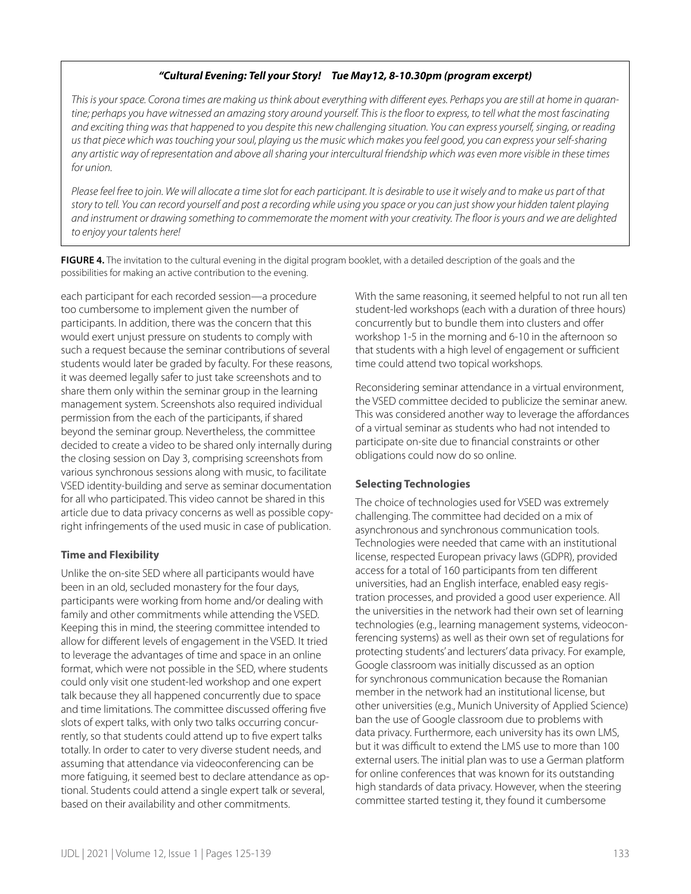***"Cultural Evening: Tell your Story! Tue May12, 8-10.30pm (program excerpt)***

*This is your space. Corona times are making us think about everything with different eyes. Perhaps you are still at home in quarantine; perhaps you have witnessed an amazing story around yourself. This is the floor to express, to tell what the most fascinating and exciting thing was that happened to you despite this new challenging situation. You can express yourself, singing, or reading us that piece which was touching your soul, playing us the music which makes you feel good, you can express your self-sharing any artistic way of representation and above all sharing your intercultural friendship which was even more visible in these times for union.*

*Please feel free to join. We will allocate a time slot for each participant. It is desirable to use it wisely and to make us part of that story to tell. You can record yourself and post a recording while using you space or you can just show your hidden talent playing and instrument or drawing something to commemorate the moment with your creativity. The floor is yours and we are delighted to enjoy your talents here!*

**FIGURE 4.** The invitation to the cultural evening in the digital program booklet, with a detailed description of the goals and the possibilities for making an active contribution to the evening.

each participant for each recorded session—a procedure too cumbersome to implement given the number of participants. In addition, there was the concern that this would exert unjust pressure on students to comply with such a request because the seminar contributions of several students would later be graded by faculty. For these reasons, it was deemed legally safer to just take screenshots and to share them only within the seminar group in the learning management system. Screenshots also required individual permission from the each of the participants, if shared beyond the seminar group. Nevertheless, the committee decided to create a video to be shared only internally during the closing session on Day 3, comprising screenshots from various synchronous sessions along with music, to facilitate VSED identity-building and serve as seminar documentation for all who participated. This video cannot be shared in this article due to data privacy concerns as well as possible copyright infringements of the used music in case of publication.

### Time and Flexibility

Unlike the on-site SED where all participants would have been in an old, secluded monastery for the four days, participants were working from home and/or dealing with family and other commitments while attending the VSED. Keeping this in mind, the steering committee intended to allow for different levels of engagement in the VSED. It tried to leverage the advantages of time and space in an online format, which were not possible in the SED, where students could only visit one student-led workshop and one expert talk because they all happened concurrently due to space and time limitations. The committee discussed offering five slots of expert talks, with only two talks occurring concurrently, so that students could attend up to five expert talks totally. In order to cater to very diverse student needs, and assuming that attendance via videoconferencing can be more fatiguing, it seemed best to declare attendance as optional. Students could attend a single expert talk or several, based on their availability and other commitments.

With the same reasoning, it seemed helpful to not run all ten student-led workshops (each with a duration of three hours) concurrently but to bundle them into clusters and offer workshop 1-5 in the morning and 6-10 in the afternoon so that students with a high level of engagement or sufficient time could attend two topical workshops.

Reconsidering seminar attendance in a virtual environment, the VSED committee decided to publicize the seminar anew. This was considered another way to leverage the affordances of a virtual seminar as students who had not intended to participate on-site due to financial constraints or other obligations could now do so online.

### Selecting Technologies

The choice of technologies used for VSED was extremely challenging. The committee had decided on a mix of asynchronous and synchronous communication tools. Technologies were needed that came with an institutional license, respected European privacy laws (GDPR), provided access for a total of 160 participants from ten different universities, had an English interface, enabled easy registration processes, and provided a good user experience. All the universities in the network had their own set of learning technologies (e.g., learning management systems, videoconferencing systems) as well as their own set of regulations for protecting students' and lecturers' data privacy. For example, Google classroom was initially discussed as an option for synchronous communication because the Romanian member in the network had an institutional license, but other universities (e.g., Munich University of Applied Science) ban the use of Google classroom due to problems with data privacy. Furthermore, each university has its own LMS, but it was difficult to extend the LMS use to more than 100 external users. The initial plan was to use a German platform for online conferences that was known for its outstanding high standards of data privacy. However, when the steering committee started testing it, they found it cumbersome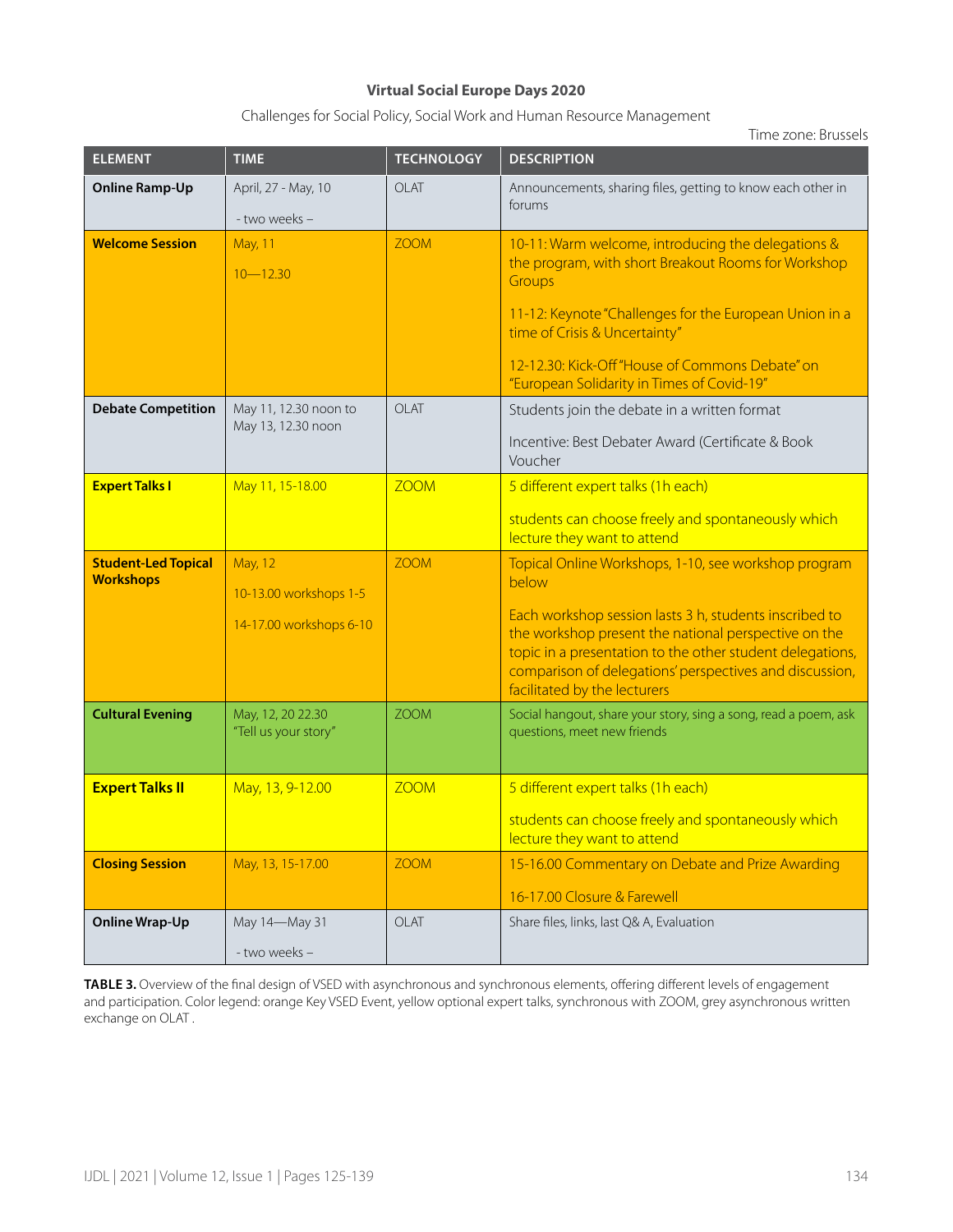**Virtual Social Europe Days 2020**

Challenges for Social Policy, Social Work and Human Resource Management

Time zone: Brussels

| ELEMENT | TIME | TECHNOLOGY | DESCRIPTION |
|---|---|---|---|
| **Online Ramp-Up** | April, 27 - May, 10<br><br>- two weeks – | OLAT | Announcements, sharing files, getting to know each other in forums |
| **Welcome Session** | May, 11<br><br>10—12.30 | ZOOM | 10-11: Warm welcome, introducing the delegations & the program, with short Breakout Rooms for Workshop Groups<br><br>11-12: Keynote "Challenges for the European Union in a time of Crisis & Uncertainty"<br><br>12-12.30: Kick-Off "House of Commons Debate" on "European Solidarity in Times of Covid-19" |
| **Debate Competition** | May 11, 12.30 noon to May 13, 12.30 noon | OLAT | Students join the debate in a written format<br><br>Incentive: Best Debater Award (Certificate & Book Voucher |
| **Expert Talks I** | May 11, 15-18.00 | ZOOM | 5 different expert talks (1h each)<br><br>students can choose freely and spontaneously which lecture they want to attend |
| **Student-Led Topical Workshops** | May, 12<br><br>10-13.00 workshops 1-5<br><br>14-17.00 workshops 6-10 | ZOOM | Topical Online Workshops, 1-10, see workshop program below<br><br>Each workshop session lasts 3 h, students inscribed to the workshop present the national perspective on the topic in a presentation to the other student delegations, comparison of delegations' perspectives and discussion, facilitated by the lecturers |
| **Cultural Evening** | May, 12, 20 22.30<br>"Tell us your story" | ZOOM | Social hangout, share your story, sing a song, read a poem, ask questions, meet new friends |
| **Expert Talks II** | May, 13, 9-12.00 | ZOOM | 5 different expert talks (1h each)<br><br>students can choose freely and spontaneously which lecture they want to attend |
| **Closing Session** | May, 13, 15-17.00 | ZOOM | 15-16.00 Commentary on Debate and Prize Awarding<br><br>16-17.00 Closure & Farewell |
| **Online Wrap-Up** | May 14—May 31<br><br>- two weeks – | OLAT | Share files, links, last Q& A, Evaluation |

**TABLE 3.** Overview of the final design of VSED with asynchronous and synchronous elements, offering different levels of engagement and participation. Color legend: orange Key VSED Event, yellow optional expert talks, synchronous with ZOOM, grey asynchronous written exchange on OLAT .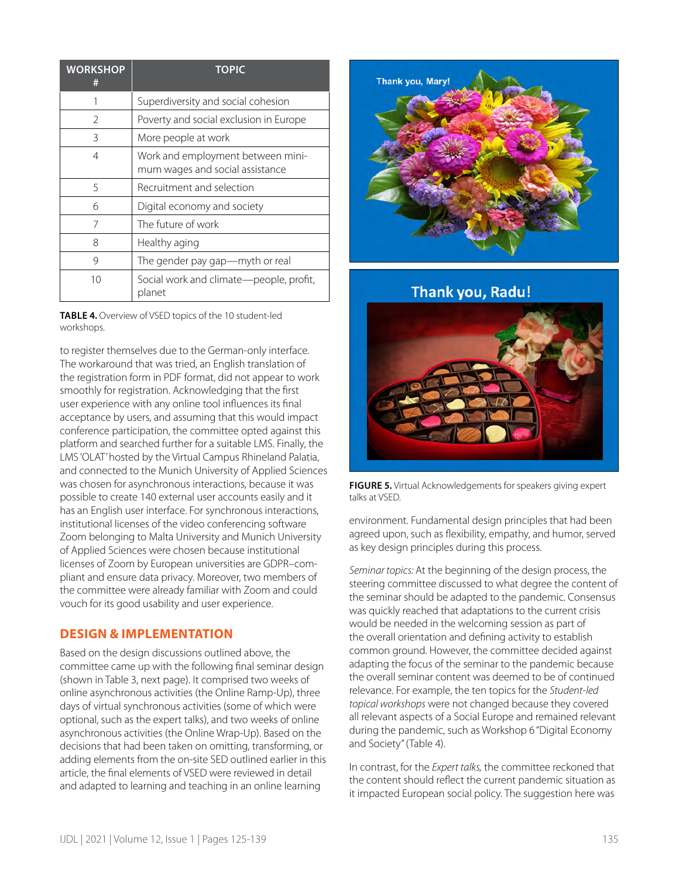| WORKSHOP # | TOPIC |
|---|---|
| 1 | Superdiversity and social cohesion |
| 2 | Poverty and social exclusion in Europe |
| 3 | More people at work |
| 4 | Work and employment between minimum wages and social assistance |
| 5 | Recruitment and selection |
| 6 | Digital economy and society |
| 7 | The future of work |
| 8 | Healthy aging |
| 9 | The gender pay gap—myth or real |
| 10 | Social work and climate—people, profit, planet |

**TABLE 4.** Overview of VSED topics of the 10 student-led workshops.

to register themselves due to the German-only interface. The workaround that was tried, an English translation of the registration form in PDF format, did not appear to work smoothly for registration. Acknowledging that the first user experience with any online tool influences its final acceptance by users, and assuming that this would impact conference participation, the committee opted against this platform and searched further for a suitable LMS. Finally, the LMS 'OLAT' hosted by the Virtual Campus Rhineland Palatia, and connected to the Munich University of Applied Sciences was chosen for asynchronous interactions, because it was possible to create 140 external user accounts easily and it has an English user interface. For synchronous interactions, institutional licenses of the video conferencing software Zoom belonging to Malta University and Munich University of Applied Sciences were chosen because institutional licenses of Zoom by European universities are GDPR–compliant and ensure data privacy. Moreover, two members of the committee were already familiar with Zoom and could vouch for its good usability and user experience.

## DESIGN & IMPLEMENTATION

Based on the design discussions outlined above, the committee came up with the following final seminar design (shown in Table 3, next page). It comprised two weeks of online asynchronous activities (the Online Ramp-Up), three days of virtual synchronous activities (some of which were optional, such as the expert talks), and two weeks of online asynchronous activities (the Online Wrap-Up). Based on the decisions that had been taken on omitting, transforming, or adding elements from the on-site SED outlined earlier in this article, the final elements of VSED were reviewed in detail and adapted to learning and teaching in an online learning environment. Fundamental design principles that had been agreed upon, such as flexibility, empathy, and humor, served as key design principles during this process.

**FIGURE 5.** Virtual Acknowledgements for speakers giving expert talks at VSED.

*Seminar topics:* At the beginning of the design process, the steering committee discussed to what degree the content of the seminar should be adapted to the pandemic. Consensus was quickly reached that adaptations to the current crisis would be needed in the welcoming session as part of the overall orientation and defining activity to establish common ground. However, the committee decided against adapting the focus of the seminar to the pandemic because the overall seminar content was deemed to be of continued relevance. For example, the ten topics for the *Student-led topical workshops* were not changed because they covered all relevant aspects of a Social Europe and remained relevant during the pandemic, such as Workshop 6 "Digital Economy and Society" (Table 4).

In contrast, for the *Expert talks,* the committee reckoned that the content should reflect the current pandemic situation as it impacted European social policy. The suggestion here was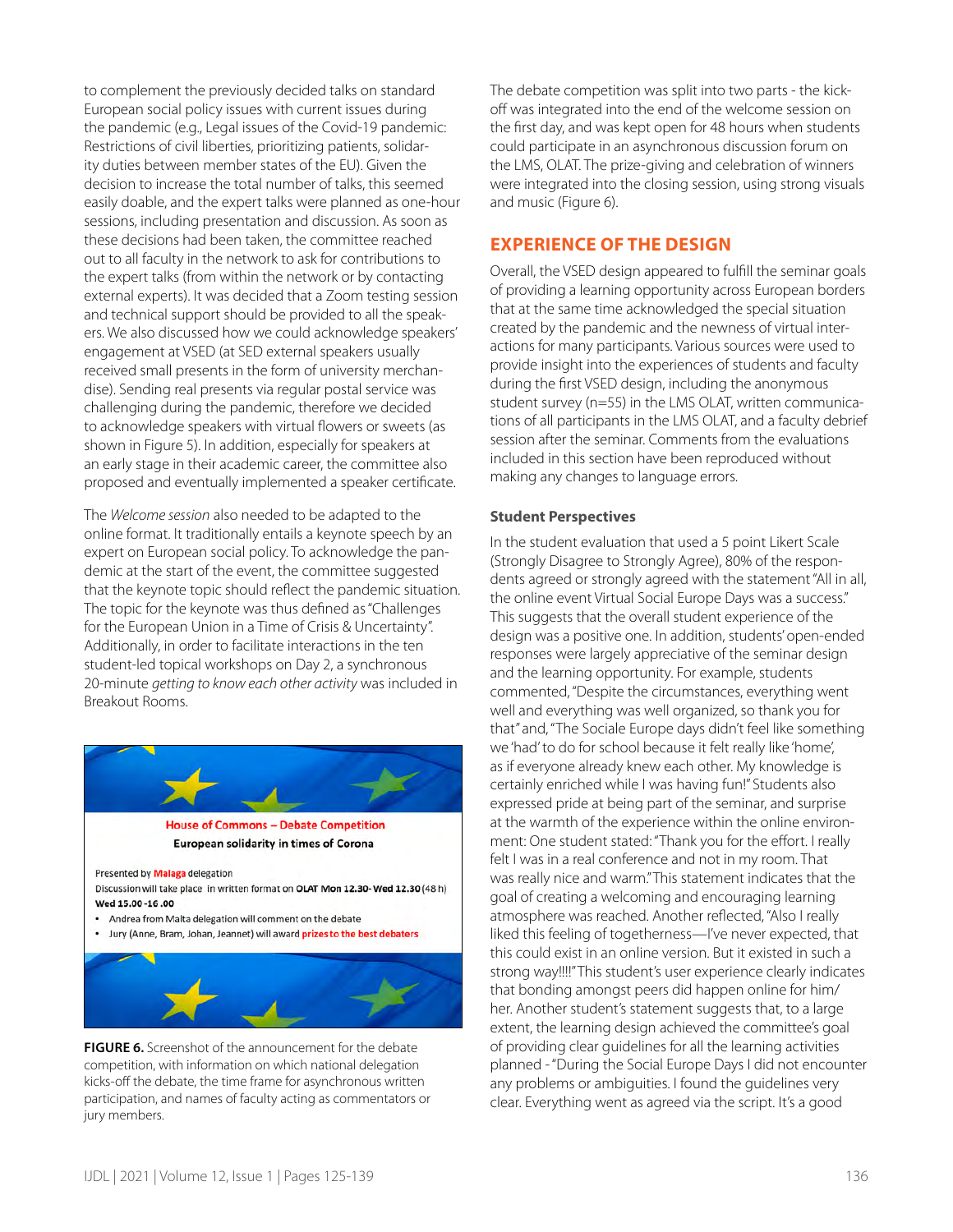to complement the previously decided talks on standard European social policy issues with current issues during the pandemic (e.g., Legal issues of the Covid-19 pandemic: Restrictions of civil liberties, prioritizing patients, solidarity duties between member states of the EU). Given the decision to increase the total number of talks, this seemed easily doable, and the expert talks were planned as one-hour sessions, including presentation and discussion. As soon as these decisions had been taken, the committee reached out to all faculty in the network to ask for contributions to the expert talks (from within the network or by contacting external experts). It was decided that a Zoom testing session and technical support should be provided to all the speakers. We also discussed how we could acknowledge speakers' engagement at VSED (at SED external speakers usually received small presents in the form of university merchandise). Sending real presents via regular postal service was challenging during the pandemic, therefore we decided to acknowledge speakers with virtual flowers or sweets (as shown in Figure 5). In addition, especially for speakers at an early stage in their academic career, the committee also proposed and eventually implemented a speaker certificate.

The *Welcome session* also needed to be adapted to the online format. It traditionally entails a keynote speech by an expert on European social policy. To acknowledge the pandemic at the start of the event, the committee suggested that the keynote topic should reflect the pandemic situation. The topic for the keynote was thus defined as "Challenges for the European Union in a Time of Crisis & Uncertainty". Additionally, in order to facilitate interactions in the ten student-led topical workshops on Day 2, a synchronous 20-minute *getting to know each other activity* was included in Breakout Rooms.

House of Commons – Debate Competition

European solidarity in times of Corona

Presented by Malaga delegation

Discussion will take place in written format on OLAT Mon 12.30- Wed 12.30 (48 h)

Wed 15.00 -16 .00

- Andrea from Malta delegation will comment on the debate
- Jury (Anne, Bram, Johan, Jeannet) will award prizes to the best debaters

**FIGURE 6.** Screenshot of the announcement for the debate competition, with information on which national delegation kicks-off the debate, the time frame for asynchronous written participation, and names of faculty acting as commentators or jury members.

The debate competition was split into two parts - the kick-off was integrated into the end of the welcome session on the first day, and was kept open for 48 hours when students could participate in an asynchronous discussion forum on the LMS, OLAT. The prize-giving and celebration of winners were integrated into the closing session, using strong visuals and music (Figure 6).

## EXPERIENCE OF THE DESIGN

Overall, the VSED design appeared to fulfill the seminar goals of providing a learning opportunity across European borders that at the same time acknowledged the special situation created by the pandemic and the newness of virtual interactions for many participants. Various sources were used to provide insight into the experiences of students and faculty during the first VSED design, including the anonymous student survey (n=55) in the LMS OLAT, written communications of all participants in the LMS OLAT, and a faculty debrief session after the seminar. Comments from the evaluations included in this section have been reproduced without making any changes to language errors.

### Student Perspectives

In the student evaluation that used a 5 point Likert Scale (Strongly Disagree to Strongly Agree), 80% of the respondents agreed or strongly agreed with the statement "All in all, the online event Virtual Social Europe Days was a success." This suggests that the overall student experience of the design was a positive one. In addition, students' open-ended responses were largely appreciative of the seminar design and the learning opportunity. For example, students commented, "Despite the circumstances, everything went well and everything was well organized, so thank you for that" and, "The Sociale Europe days didn't feel like something we 'had' to do for school because it felt really like 'home', as if everyone already knew each other. My knowledge is certainly enriched while I was having fun!" Students also expressed pride at being part of the seminar, and surprise at the warmth of the experience within the online environment: One student stated: "Thank you for the effort. I really felt I was in a real conference and not in my room. That was really nice and warm." This statement indicates that the goal of creating a welcoming and encouraging learning atmosphere was reached. Another reflected, "Also I really liked this feeling of togetherness—I've never expected, that this could exist in an online version. But it existed in such a strong way!!!!" This student's user experience clearly indicates that bonding amongst peers did happen online for him/her. Another student's statement suggests that, to a large extent, the learning design achieved the committee's goal of providing clear guidelines for all the learning activities planned - "During the Social Europe Days I did not encounter any problems or ambiguities. I found the guidelines very clear. Everything went as agreed via the script. It's a good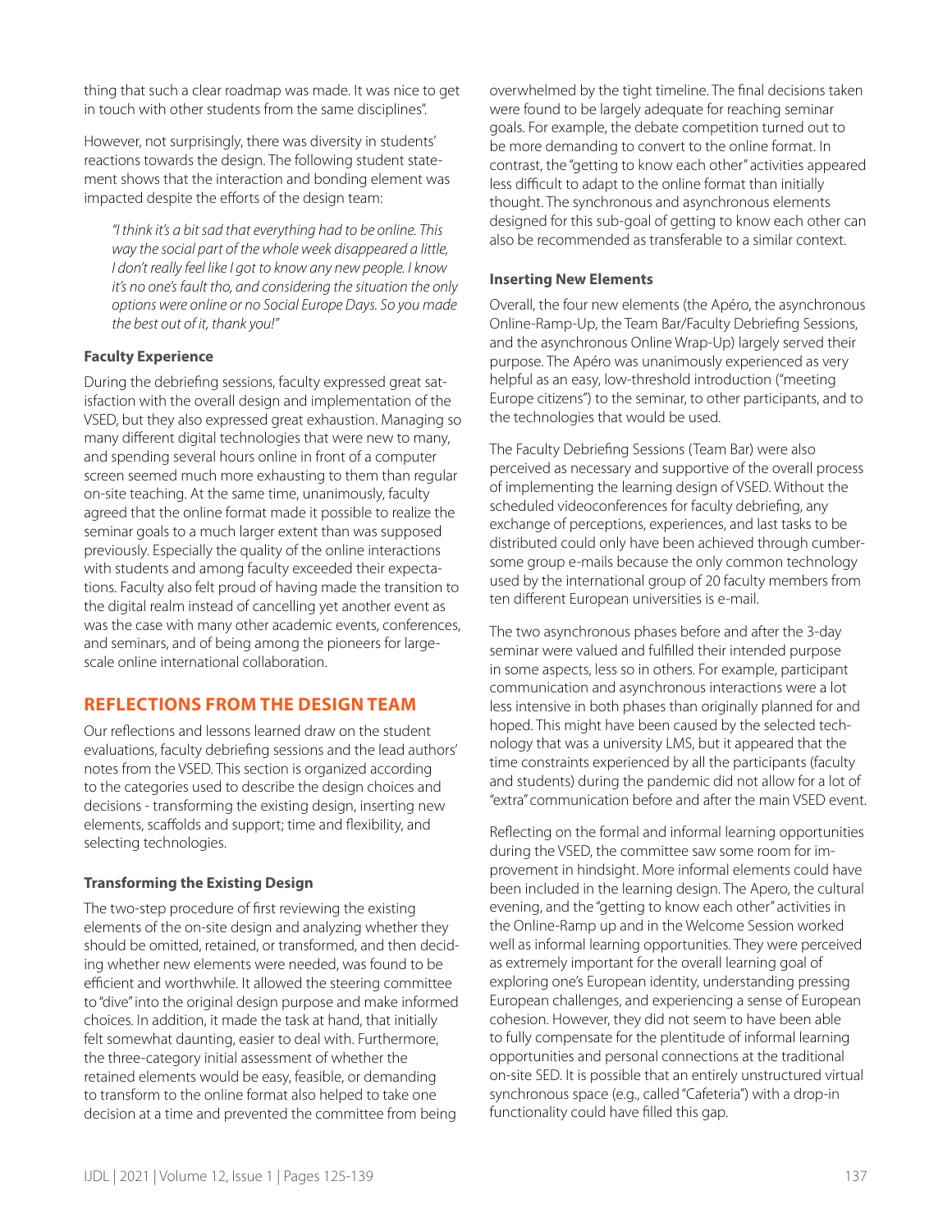thing that such a clear roadmap was made. It was nice to get in touch with other students from the same disciplines".

However, not surprisingly, there was diversity in students' reactions towards the design. The following student statement shows that the interaction and bonding element was impacted despite the efforts of the design team:

> *"I think it's a bit sad that everything had to be online. This way the social part of the whole week disappeared a little, I don't really feel like I got to know any new people. I know it's no one's fault tho, and considering the situation the only options were online or no Social Europe Days. So you made the best out of it, thank you!"*

#### Faculty Experience

During the debriefing sessions, faculty expressed great satisfaction with the overall design and implementation of the VSED, but they also expressed great exhaustion. Managing so many different digital technologies that were new to many, and spending several hours online in front of a computer screen seemed much more exhausting to them than regular on-site teaching. At the same time, unanimously, faculty agreed that the online format made it possible to realize the seminar goals to a much larger extent than was supposed previously. Especially the quality of the online interactions with students and among faculty exceeded their expectations. Faculty also felt proud of having made the transition to the digital realm instead of cancelling yet another event as was the case with many other academic events, conferences, and seminars, and of being among the pioneers for large-scale online international collaboration.

## REFLECTIONS FROM THE DESIGN TEAM

Our reflections and lessons learned draw on the student evaluations, faculty debriefing sessions and the lead authors' notes from the VSED. This section is organized according to the categories used to describe the design choices and decisions - transforming the existing design, inserting new elements, scaffolds and support; time and flexibility, and selecting technologies.

#### Transforming the Existing Design

The two-step procedure of first reviewing the existing elements of the on-site design and analyzing whether they should be omitted, retained, or transformed, and then deciding whether new elements were needed, was found to be efficient and worthwhile. It allowed the steering committee to "dive" into the original design purpose and make informed choices. In addition, it made the task at hand, that initially felt somewhat daunting, easier to deal with. Furthermore, the three-category initial assessment of whether the retained elements would be easy, feasible, or demanding to transform to the online format also helped to take one decision at a time and prevented the committee from being overwhelmed by the tight timeline. The final decisions taken were found to be largely adequate for reaching seminar goals. For example, the debate competition turned out to be more demanding to convert to the online format. In contrast, the "getting to know each other" activities appeared less difficult to adapt to the online format than initially thought. The synchronous and asynchronous elements designed for this sub-goal of getting to know each other can also be recommended as transferable to a similar context.

#### Inserting New Elements

Overall, the four new elements (the Apéro, the asynchronous Online-Ramp-Up, the Team Bar/Faculty Debriefing Sessions, and the asynchronous Online Wrap-Up) largely served their purpose. The Apéro was unanimously experienced as very helpful as an easy, low-threshold introduction ("meeting Europe citizens") to the seminar, to other participants, and to the technologies that would be used.

The Faculty Debriefing Sessions (Team Bar) were also perceived as necessary and supportive of the overall process of implementing the learning design of VSED. Without the scheduled videoconferences for faculty debriefing, any exchange of perceptions, experiences, and last tasks to be distributed could only have been achieved through cumbersome group e-mails because the only common technology used by the international group of 20 faculty members from ten different European universities is e-mail.

The two asynchronous phases before and after the 3-day seminar were valued and fulfilled their intended purpose in some aspects, less so in others. For example, participant communication and asynchronous interactions were a lot less intensive in both phases than originally planned for and hoped. This might have been caused by the selected technology that was a university LMS, but it appeared that the time constraints experienced by all the participants (faculty and students) during the pandemic did not allow for a lot of "extra" communication before and after the main VSED event.

Reflecting on the formal and informal learning opportunities during the VSED, the committee saw some room for improvement in hindsight. More informal elements could have been included in the learning design. The Apero, the cultural evening, and the "getting to know each other" activities in the Online-Ramp up and in the Welcome Session worked well as informal learning opportunities. They were perceived as extremely important for the overall learning goal of exploring one's European identity, understanding pressing European challenges, and experiencing a sense of European cohesion. However, they did not seem to have been able to fully compensate for the plentitude of informal learning opportunities and personal connections at the traditional on-site SED. It is possible that an entirely unstructured virtual synchronous space (e.g., called "Cafeteria") with a drop-in functionality could have filled this gap.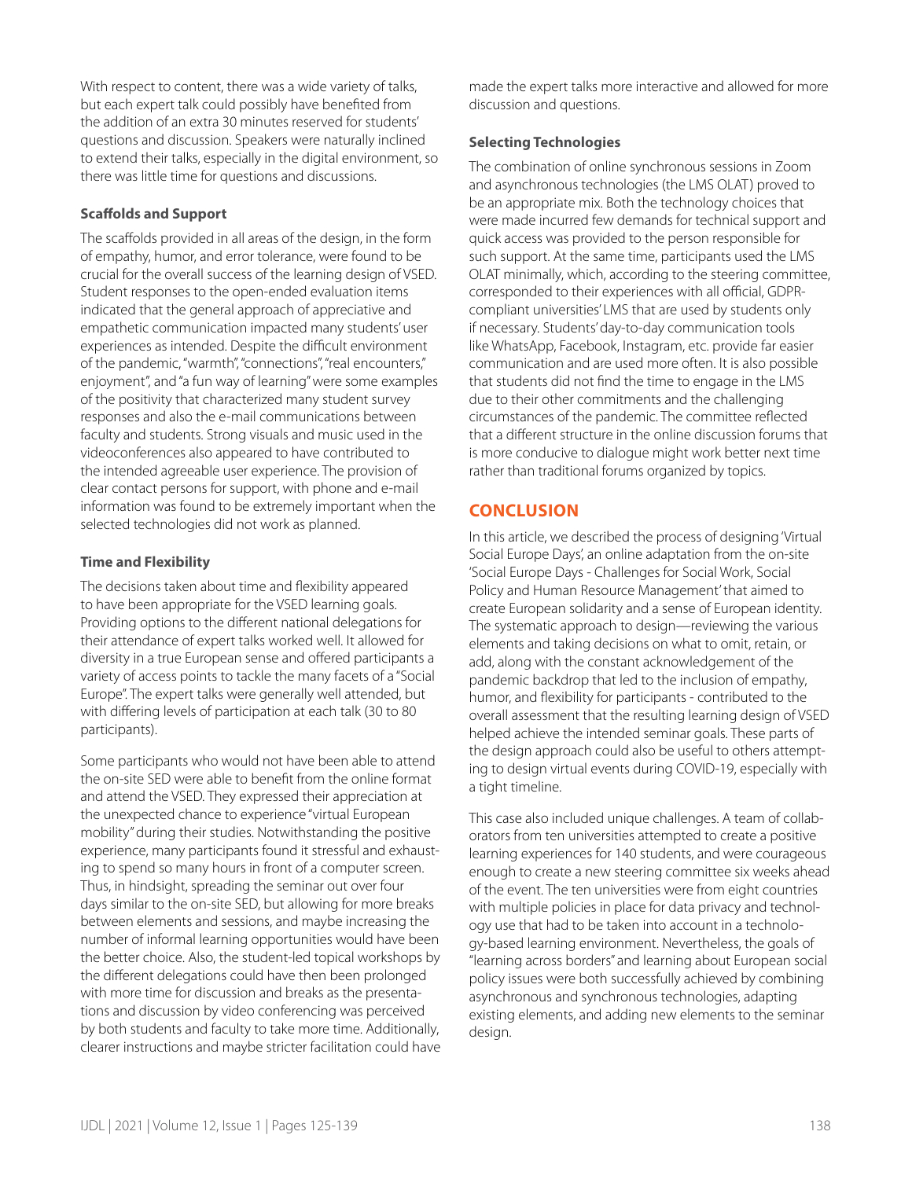With respect to content, there was a wide variety of talks, but each expert talk could possibly have benefited from the addition of an extra 30 minutes reserved for students' questions and discussion. Speakers were naturally inclined to extend their talks, especially in the digital environment, so there was little time for questions and discussions.

**Scaffolds and Support**

The scaffolds provided in all areas of the design, in the form of empathy, humor, and error tolerance, were found to be crucial for the overall success of the learning design of VSED. Student responses to the open-ended evaluation items indicated that the general approach of appreciative and empathetic communication impacted many students' user experiences as intended. Despite the difficult environment of the pandemic, "warmth", "connections", "real encounters," enjoyment", and "a fun way of learning" were some examples of the positivity that characterized many student survey responses and also the e-mail communications between faculty and students. Strong visuals and music used in the videoconferences also appeared to have contributed to the intended agreeable user experience. The provision of clear contact persons for support, with phone and e-mail information was found to be extremely important when the selected technologies did not work as planned.

**Time and Flexibility**

The decisions taken about time and flexibility appeared to have been appropriate for the VSED learning goals. Providing options to the different national delegations for their attendance of expert talks worked well. It allowed for diversity in a true European sense and offered participants a variety of access points to tackle the many facets of a "Social Europe". The expert talks were generally well attended, but with differing levels of participation at each talk (30 to 80 participants).

Some participants who would not have been able to attend the on-site SED were able to benefit from the online format and attend the VSED. They expressed their appreciation at the unexpected chance to experience "virtual European mobility" during their studies. Notwithstanding the positive experience, many participants found it stressful and exhausting to spend so many hours in front of a computer screen. Thus, in hindsight, spreading the seminar out over four days similar to the on-site SED, but allowing for more breaks between elements and sessions, and maybe increasing the number of informal learning opportunities would have been the better choice. Also, the student-led topical workshops by the different delegations could have then been prolonged with more time for discussion and breaks as the presentations and discussion by video conferencing was perceived by both students and faculty to take more time. Additionally, clearer instructions and maybe stricter facilitation could have made the expert talks more interactive and allowed for more discussion and questions.

**Selecting Technologies**

The combination of online synchronous sessions in Zoom and asynchronous technologies (the LMS OLAT) proved to be an appropriate mix. Both the technology choices that were made incurred few demands for technical support and quick access was provided to the person responsible for such support. At the same time, participants used the LMS OLAT minimally, which, according to the steering committee, corresponded to their experiences with all official, GDPR-compliant universities' LMS that are used by students only if necessary. Students' day-to-day communication tools like WhatsApp, Facebook, Instagram, etc. provide far easier communication and are used more often. It is also possible that students did not find the time to engage in the LMS due to their other commitments and the challenging circumstances of the pandemic. The committee reflected that a different structure in the online discussion forums that is more conducive to dialogue might work better next time rather than traditional forums organized by topics.

## CONCLUSION

In this article, we described the process of designing 'Virtual Social Europe Days', an online adaptation from the on-site 'Social Europe Days - Challenges for Social Work, Social Policy and Human Resource Management' that aimed to create European solidarity and a sense of European identity. The systematic approach to design—reviewing the various elements and taking decisions on what to omit, retain, or add, along with the constant acknowledgement of the pandemic backdrop that led to the inclusion of empathy, humor, and flexibility for participants - contributed to the overall assessment that the resulting learning design of VSED helped achieve the intended seminar goals. These parts of the design approach could also be useful to others attempting to design virtual events during COVID-19, especially with a tight timeline.

This case also included unique challenges. A team of collaborators from ten universities attempted to create a positive learning experiences for 140 students, and were courageous enough to create a new steering committee six weeks ahead of the event. The ten universities were from eight countries with multiple policies in place for data privacy and technology use that had to be taken into account in a technology-based learning environment. Nevertheless, the goals of "learning across borders" and learning about European social policy issues were both successfully achieved by combining asynchronous and synchronous technologies, adapting existing elements, and adding new elements to the seminar design.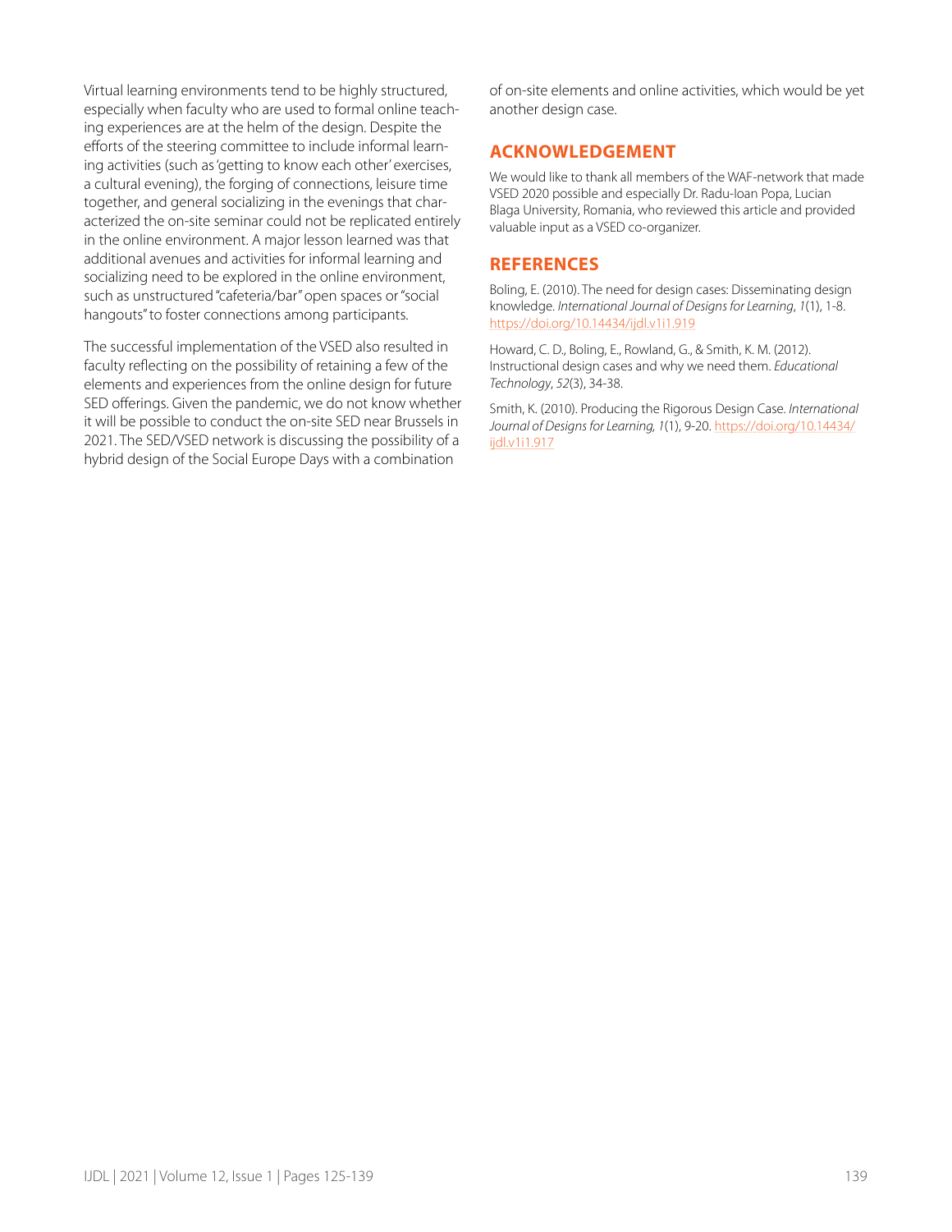Virtual learning environments tend to be highly structured, especially when faculty who are used to formal online teaching experiences are at the helm of the design. Despite the efforts of the steering committee to include informal learning activities (such as 'getting to know each other' exercises, a cultural evening), the forging of connections, leisure time together, and general socializing in the evenings that characterized the on-site seminar could not be replicated entirely in the online environment. A major lesson learned was that additional avenues and activities for informal learning and socializing need to be explored in the online environment, such as unstructured "cafeteria/bar" open spaces or "social hangouts" to foster connections among participants.

The successful implementation of the VSED also resulted in faculty reflecting on the possibility of retaining a few of the elements and experiences from the online design for future SED offerings. Given the pandemic, we do not know whether it will be possible to conduct the on-site SED near Brussels in 2021. The SED/VSED network is discussing the possibility of a hybrid design of the Social Europe Days with a combination of on-site elements and online activities, which would be yet another design case.

## ACKNOWLEDGEMENT

We would like to thank all members of the WAF-network that made VSED 2020 possible and especially Dr. Radu-Ioan Popa, Lucian Blaga University, Romania, who reviewed this article and provided valuable input as a VSED co-organizer.

## REFERENCES

Boling, E. (2010). The need for design cases: Disseminating design knowledge. *International Journal of Designs for Learning*, *1*(1), 1-8. https://doi.org/10.14434/ijdl.v1i1.919

Howard, C. D., Boling, E., Rowland, G., & Smith, K. M. (2012). Instructional design cases and why we need them. *Educational Technology*, *52*(3), 34-38.

Smith, K. (2010). Producing the Rigorous Design Case. *International Journal of Designs for Learning, 1*(1), 9-20. https://doi.org/10.14434/ijdl.v1i1.917